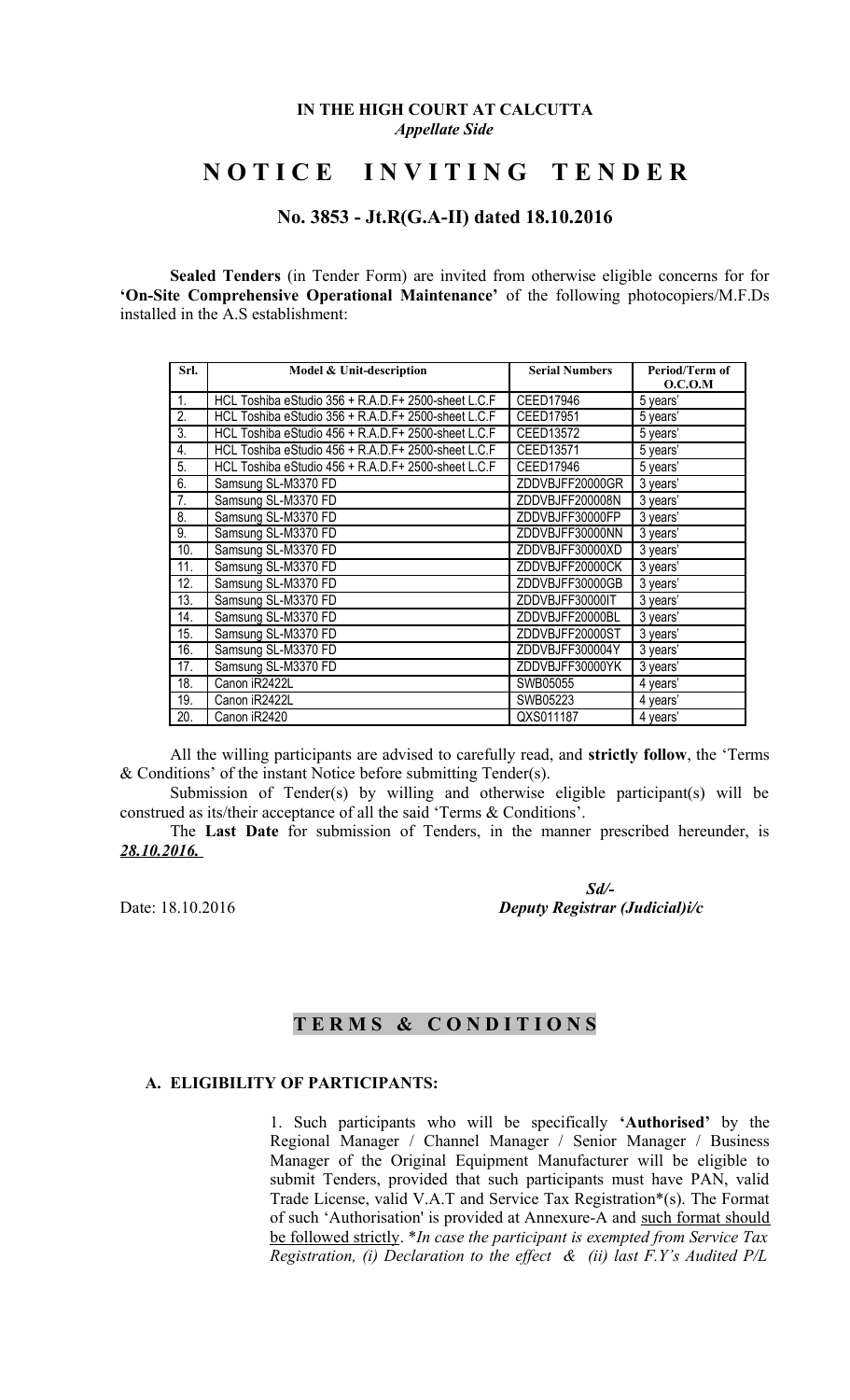**IN THE HIGH COURT AT CALCUTTA**
*Appellate Side*

# N O T I C E   I N V I T I N G   T E N D E R

## No. 3853 - Jt.R(G.A-II) dated 18.10.2016

**Sealed Tenders** (in Tender Form) are invited from otherwise eligible concerns for for **'On-Site Comprehensive Operational Maintenance'** of the following photocopiers/M.F.Ds installed in the A.S establishment:

| Srl. | Model & Unit-description | Serial Numbers | Period/Term of O.C.O.M |
|---|---|---|---|
| 1. | HCL Toshiba eStudio 356 + R.A.D.F+ 2500-sheet L.C.F | CEED17946 | 5 years' |
| 2. | HCL Toshiba eStudio 356 + R.A.D.F+ 2500-sheet L.C.F | CEED17951 | 5 years' |
| 3. | HCL Toshiba eStudio 456 + R.A.D.F+ 2500-sheet L.C.F | CEED13572 | 5 years' |
| 4. | HCL Toshiba eStudio 456 + R.A.D.F+ 2500-sheet L.C.F | CEED13571 | 5 years' |
| 5. | HCL Toshiba eStudio 456 + R.A.D.F+ 2500-sheet L.C.F | CEED17946 | 5 years' |
| 6. | Samsung SL-M3370 FD | ZDDVBJFF20000GR | 3 years' |
| 7. | Samsung SL-M3370 FD | ZDDVBJFF200008N | 3 years' |
| 8. | Samsung SL-M3370 FD | ZDDVBJFF30000FP | 3 years' |
| 9. | Samsung SL-M3370 FD | ZDDVBJFF30000NN | 3 years' |
| 10. | Samsung SL-M3370 FD | ZDDVBJFF30000XD | 3 years' |
| 11. | Samsung SL-M3370 FD | ZDDVBJFF20000CK | 3 years' |
| 12. | Samsung SL-M3370 FD | ZDDVBJFF30000GB | 3 years' |
| 13. | Samsung SL-M3370 FD | ZDDVBJFF30000IT | 3 years' |
| 14. | Samsung SL-M3370 FD | ZDDVBJFF20000BL | 3 years' |
| 15. | Samsung SL-M3370 FD | ZDDVBJFF20000ST | 3 years' |
| 16. | Samsung SL-M3370 FD | ZDDVBJFF300004Y | 3 years' |
| 17. | Samsung SL-M3370 FD | ZDDVBJFF30000YK | 3 years' |
| 18. | Canon iR2422L | SWB05055 | 4 years' |
| 19. | Canon iR2422L | SWB05223 | 4 years' |
| 20. | Canon iR2420 | QXS011187 | 4 years' |

All the willing participants are advised to carefully read, and **strictly follow**, the 'Terms & Conditions' of the instant Notice before submitting Tender(s).

Submission of Tender(s) by willing and otherwise eligible participant(s) will be construed as its/their acceptance of all the said 'Terms & Conditions'.

The **Last Date** for submission of Tenders, in the manner prescribed hereunder, is ***28.10.2016.***

Date: 18.10.2016

*Sd/-*
***Deputy Registrar (Judicial)i/c***

## T E R M S & C O N D I T I O N S

### A. ELIGIBILITY OF PARTICIPANTS:

1. Such participants who will be specifically **'Authorised'** by the Regional Manager / Channel Manager / Senior Manager / Business Manager of the Original Equipment Manufacturer will be eligible to submit Tenders, provided that such participants must have PAN, valid Trade License, valid V.A.T and Service Tax Registration*(s). The Format of such 'Authorisation' is provided at Annexure-A and <u>such format should be followed strictly</u>. *\*In case the participant is exempted from Service Tax Registration, (i) Declaration to the effect & (ii) last F.Y's Audited P/L*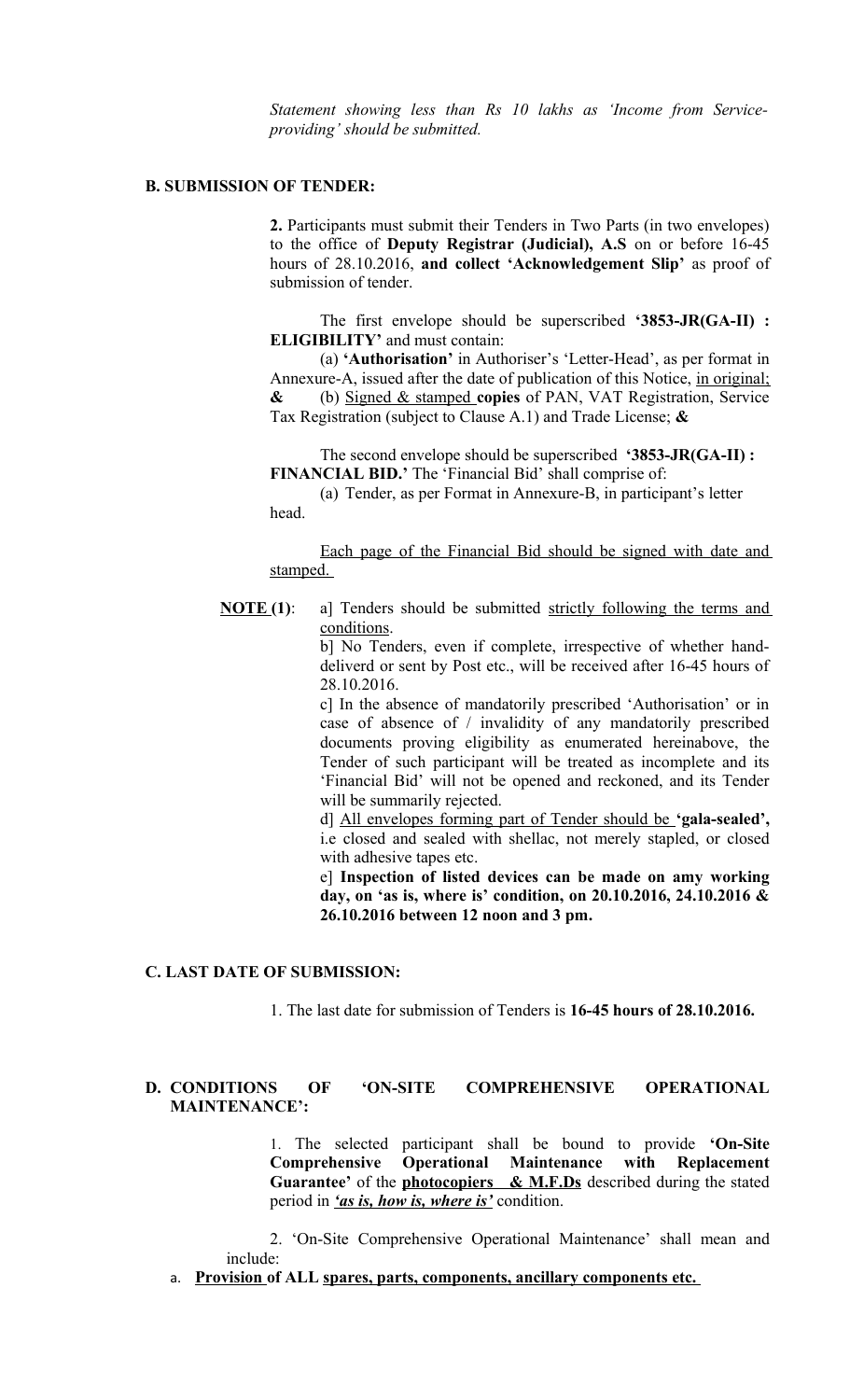*Statement showing less than Rs 10 lakhs as 'Income from Service-providing' should be submitted.*

**B. SUBMISSION OF TENDER:**

**2.** Participants must submit their Tenders in Two Parts (in two envelopes) to the office of **Deputy Registrar (Judicial), A.S** on or before 16-45 hours of 28.10.2016, **and collect 'Acknowledgement Slip'** as proof of submission of tender.

The first envelope should be superscribed **'3853-JR(GA-II) : ELIGIBILITY'** and must contain:

(a) **'Authorisation'** in Authoriser's 'Letter-Head', as per format in Annexure-A, issued after the date of publication of this Notice, <u>in original;</u> **&** (b) <u>Signed & stamped</u> **copies** of PAN, VAT Registration, Service Tax Registration (subject to Clause A.1) and Trade License; **&**

The second envelope should be superscribed **'3853-JR(GA-II) : FINANCIAL BID.'** The 'Financial Bid' shall comprise of:

(a) Tender, as per Format in Annexure-B, in participant's letter head.

<u>Each page of the Financial Bid should be signed with date and stamped.</u>

**<u>NOTE (1)</u>**: a] Tenders should be submitted <u>strictly following the terms and conditions</u>.

b] No Tenders, even if complete, irrespective of whether hand-deliverd or sent by Post etc., will be received after 16-45 hours of 28.10.2016.

c] In the absence of mandatorily prescribed 'Authorisation' or in case of absence of / invalidity of any mandatorily prescribed documents proving eligibility as enumerated hereinabove, the Tender of such participant will be treated as incomplete and its 'Financial Bid' will not be opened and reckoned, and its Tender will be summarily rejected.

d] <u>All envelopes forming part of Tender should be</u> **'gala-sealed',** i.e closed and sealed with shellac, not merely stapled, or closed with adhesive tapes etc.

e] **Inspection of listed devices can be made on amy working day, on 'as is, where is' condition, on 20.10.2016, 24.10.2016 & 26.10.2016 between 12 noon and 3 pm.**

**C. LAST DATE OF SUBMISSION:**

1. The last date for submission of Tenders is **16-45 hours of 28.10.2016.**

**D. CONDITIONS OF 'ON-SITE COMPREHENSIVE OPERATIONAL MAINTENANCE':**

1. The selected participant shall be bound to provide **'On-Site Comprehensive Operational Maintenance with Replacement Guarantee'** of the **<u>photocopiers & M.F.Ds</u>** described during the stated period in ***<u>'as is, how is, where is'</u>*** condition.

2. 'On-Site Comprehensive Operational Maintenance' shall mean and include:

a. **<u>Provision</u> of ALL <u>spares, parts, components, ancillary components etc.</u>**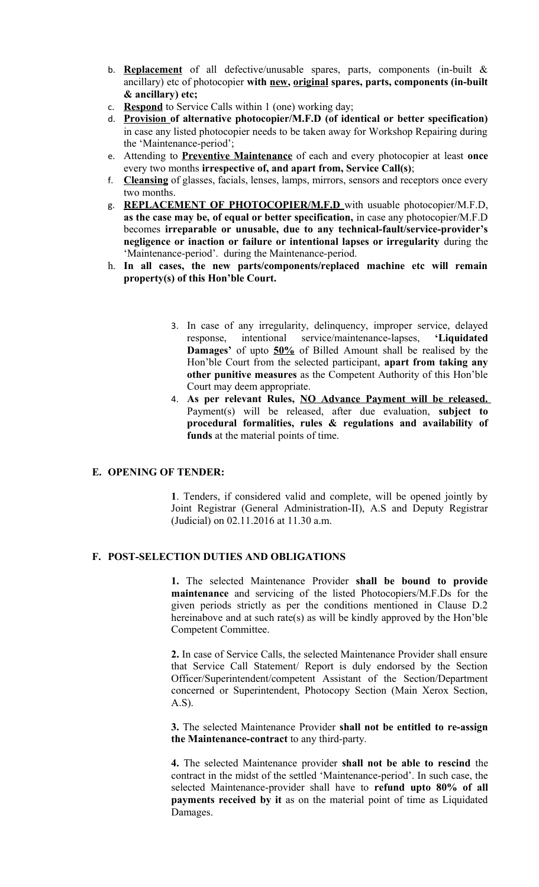b. **<u>Replacement</u>** of all defective/unusable spares, parts, components (in-built & ancillary) etc of photocopier **with <u>new</u>, <u>original</u> spares, parts, components (in-built & ancillary) etc;**

c. **<u>Respond</u>** to Service Calls within 1 (one) working day;

d. **<u>Provision</u> of alternative photocopier/M.F.D (of identical or better specification)** in case any listed photocopier needs to be taken away for Workshop Repairing during the 'Maintenance-period';

e. Attending to **<u>Preventive Maintenance</u>** of each and every photocopier at least **once** every two months **irrespective of, and apart from, Service Call(s)**;

f. **<u>Cleansing</u>** of glasses, facials, lenses, lamps, mirrors, sensors and receptors once every two months.

g. **<u>REPLACEMENT OF PHOTOCOPIER/M.F.D</u>** with usuable photocopier/M.F.D, **as the case may be, of equal or better specification,** in case any photocopier/M.F.D becomes **irreparable or unusable, due to any technical-fault/service-provider's negligence or inaction or failure or intentional lapses or irregularity** during the 'Maintenance-period'. during the Maintenance-period.

h. **In all cases, the new parts/components/replaced machine etc will remain property(s) of this Hon'ble Court.**

3. In case of any irregularity, delinquency, improper service, delayed response, intentional service/maintenance-lapses, **'Liquidated Damages'** of upto **<u>50%</u>** of Billed Amount shall be realised by the Hon'ble Court from the selected participant, **apart from taking any other punitive measures** as the Competent Authority of this Hon'ble Court may deem appropriate.

4. **As per relevant Rules, <u>NO Advance Payment will be released.</u>** Payment(s) will be released, after due evaluation, **subject to procedural formalities, rules & regulations and availability of funds** at the material points of time.

## E. OPENING OF TENDER:

**1**. Tenders, if considered valid and complete, will be opened jointly by Joint Registrar (General Administration-II), A.S and Deputy Registrar (Judicial) on 02.11.2016 at 11.30 a.m.

## F. POST-SELECTION DUTIES AND OBLIGATIONS

**1.** The selected Maintenance Provider **shall be bound to provide maintenance** and servicing of the listed Photocopiers/M.F.Ds for the given periods strictly as per the conditions mentioned in Clause D.2 hereinabove and at such rate(s) as will be kindly approved by the Hon'ble Competent Committee.

**2.** In case of Service Calls, the selected Maintenance Provider shall ensure that Service Call Statement/ Report is duly endorsed by the Section Officer/Superintendent/competent Assistant of the Section/Department concerned or Superintendent, Photocopy Section (Main Xerox Section, A.S).

**3.** The selected Maintenance Provider **shall not be entitled to re-assign the Maintenance-contract** to any third-party.

**4.** The selected Maintenance provider **shall not be able to rescind** the contract in the midst of the settled 'Maintenance-period'. In such case, the selected Maintenance-provider shall have to **refund upto 80% of all payments received by it** as on the material point of time as Liquidated Damages.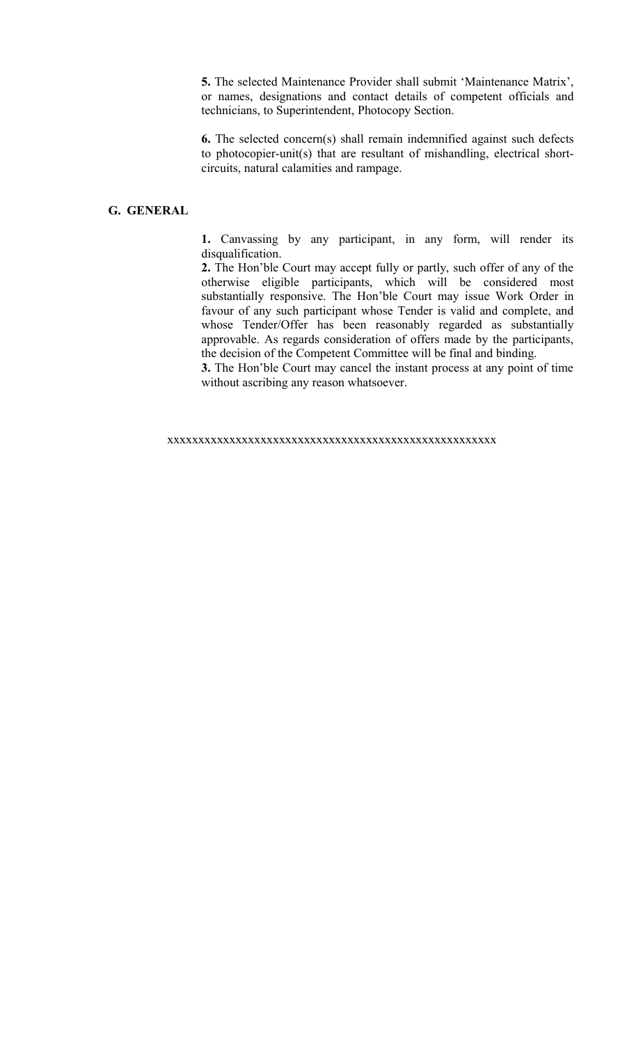**5.** The selected Maintenance Provider shall submit 'Maintenance Matrix', or names, designations and contact details of competent officials and technicians, to Superintendent, Photocopy Section.

**6.** The selected concern(s) shall remain indemnified against such defects to photocopier-unit(s) that are resultant of mishandling, electrical short-circuits, natural calamities and rampage.

## G. GENERAL

**1.** Canvassing by any participant, in any form, will render its disqualification.

**2.** The Hon'ble Court may accept fully or partly, such offer of any of the otherwise eligible participants, which will be considered most substantially responsive. The Hon'ble Court may issue Work Order in favour of any such participant whose Tender is valid and complete, and whose Tender/Offer has been reasonably regarded as substantially approvable. As regards consideration of offers made by the participants, the decision of the Competent Committee will be final and binding.

**3.** The Hon'ble Court may cancel the instant process at any point of time without ascribing any reason whatsoever.

xxxxxxxxxxxxxxxxxxxxxxxxxxxxxxxxxxxxxxxxxxxxxxxxxxxxxxx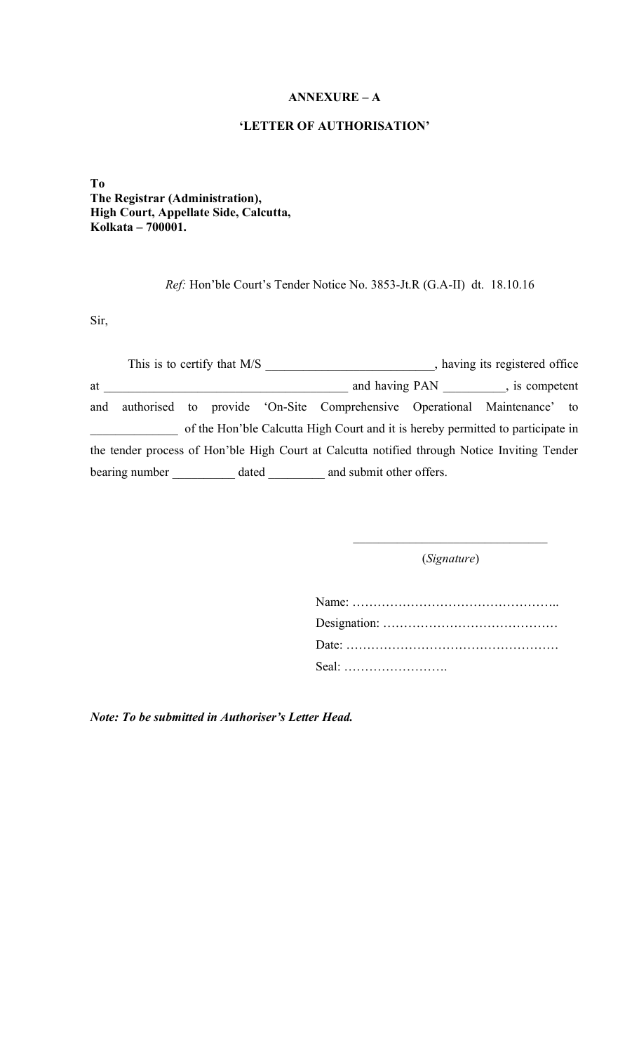**ANNEXURE – A**

**'LETTER OF AUTHORISATION'**

**To**
**The Registrar (Administration),**
**High Court, Appellate Side, Calcutta,**
**Kolkata – 700001.**

*Ref:* Hon'ble Court's Tender Notice No. 3853-Jt.R (G.A-II) dt. 18.10.16

Sir,

This is to certify that M/S __________________________, having its registered office at ______________________________________ and having PAN _________, is competent and authorised to provide 'On-Site Comprehensive Operational Maintenance' to _____________ of the Hon'ble Calcutta High Court and it is hereby permitted to participate in the tender process of Hon'ble High Court at Calcutta notified through Notice Inviting Tender bearing number __________ dated _________ and submit other offers.

______________________________
(*Signature*)

Name: …………………………………………..
Designation: ……………………………………
Date: ……………………………………………
Seal: …………………….

***Note: To be submitted in Authoriser's Letter Head.***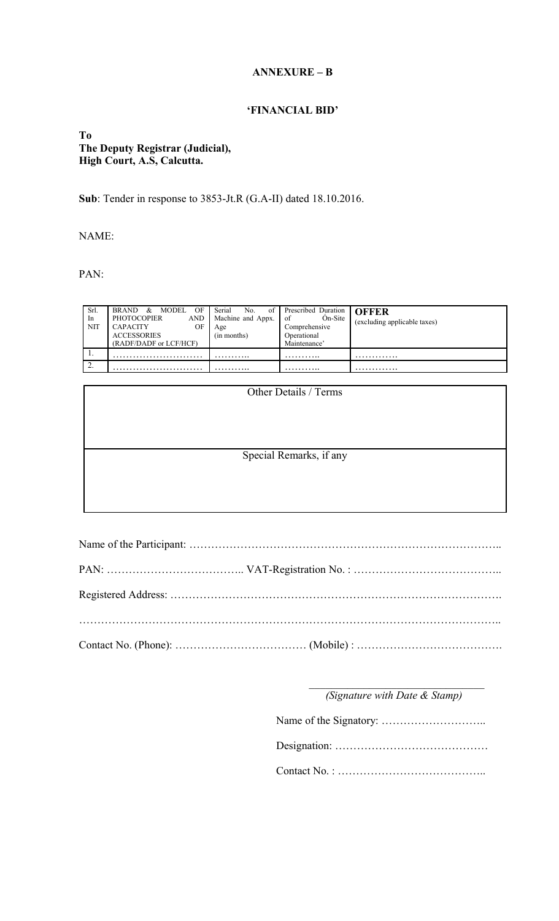**ANNEXURE – B**

**'FINANCIAL BID'**

**To**
**The Deputy Registrar (Judicial),**
**High Court, A.S, Calcutta.**

**Sub**: Tender in response to 3853-Jt.R (G.A-II) dated 18.10.2016.

NAME:

PAN:

| Srl. In NIT | BRAND & MODEL OF PHOTOCOPIER AND CAPACITY OF ACCESSORIES (RADF/DADF or LCF/HCF) | Serial No. of Machine and Appx. Age (in months) | Prescribed Duration of On-Site Comprehensive Operational Maintenance' | **OFFER** (excluding applicable taxes) |
|---|---|---|---|---|
| 1. | ……………………… | ……….. | ……….. | ………… |
| 2. | ……………………… | ……….. | ……….. | ………… |

| Other Details / Terms |
|---|
| |
| Special Remarks, if any |
| |

Name of the Participant: …………………………………………………………………………..

PAN: ……………………………….. VAT-Registration No. : …………………………………..

Registered Address: ……………………………………………………………………………….

……………………………………………………………………………………………………..

Contact No. (Phone): ……………………………… (Mobile) : ………………………………….

_______________________________
*(Signature with Date & Stamp)*

Name of the Signatory: ………………………..

Designation: ……………………………………

Contact No. : …………………………………..